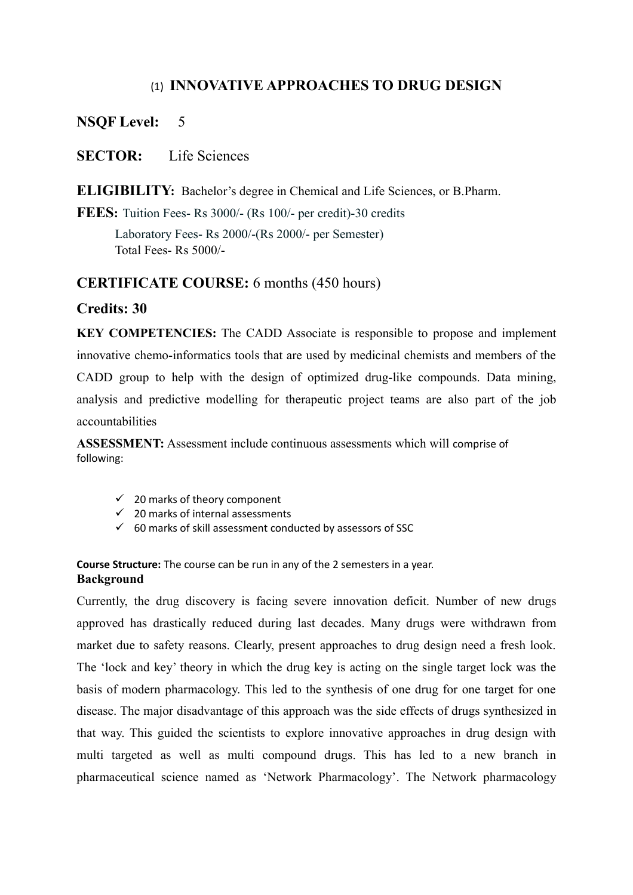## (1) INNOVATIVE APPROACHES TO DRUG DESIGN

**NSQF Level:** 5

**SECTOR:** Life Sciences

**ELIGIBILITY:** Bachelor's degree in Chemical and Life Sciences, or B.Pharm.

**FEES:** Tuition Fees- Rs 3000/- (Rs 100/- per credit)-30 credits

Laboratory Fees- Rs 2000/-(Rs 2000/- per Semester)
Total Fees- Rs 5000/-

### CERTIFICATE COURSE: 6 months (450 hours)

### Credits: 30

**KEY COMPETENCIES:** The CADD Associate is responsible to propose and implement innovative chemo-informatics tools that are used by medicinal chemists and members of the CADD group to help with the design of optimized drug-like compounds. Data mining, analysis and predictive modelling for therapeutic project teams are also part of the job accountabilities

**ASSESSMENT:** Assessment include continuous assessments which will comprise of following:

- ✓ 20 marks of theory component
- ✓ 20 marks of internal assessments
- ✓ 60 marks of skill assessment conducted by assessors of SSC

**Course Structure:** The course can be run in any of the 2 semesters in a year.

**Background**

Currently, the drug discovery is facing severe innovation deficit. Number of new drugs approved has drastically reduced during last decades. Many drugs were withdrawn from market due to safety reasons. Clearly, present approaches to drug design need a fresh look. The 'lock and key' theory in which the drug key is acting on the single target lock was the basis of modern pharmacology. This led to the synthesis of one drug for one target for one disease. The major disadvantage of this approach was the side effects of drugs synthesized in that way. This guided the scientists to explore innovative approaches in drug design with multi targeted as well as multi compound drugs. This has led to a new branch in pharmaceutical science named as 'Network Pharmacology'. The Network pharmacology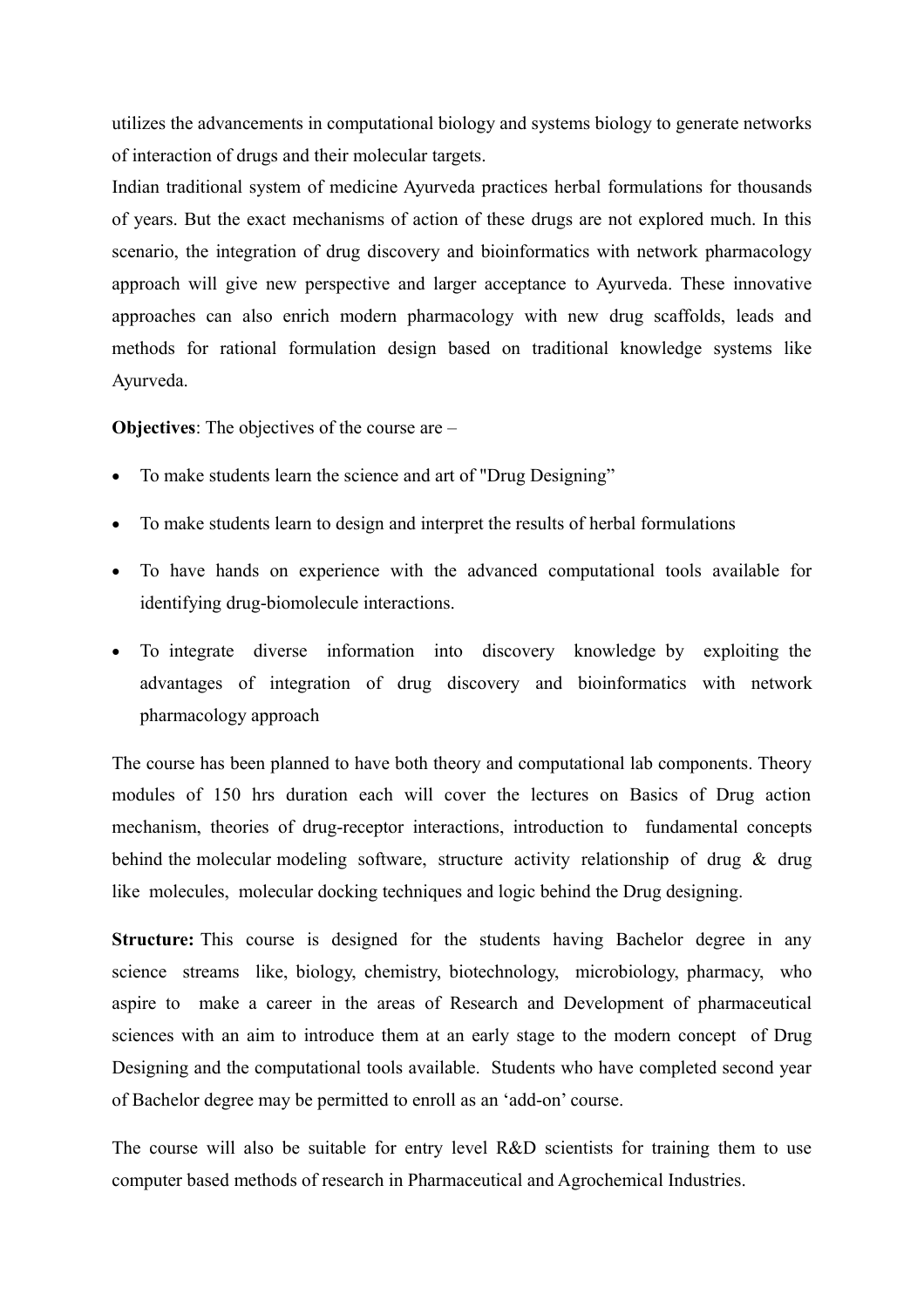utilizes the advancements in computational biology and systems biology to generate networks of interaction of drugs and their molecular targets.

Indian traditional system of medicine Ayurveda practices herbal formulations for thousands of years. But the exact mechanisms of action of these drugs are not explored much. In this scenario, the integration of drug discovery and bioinformatics with network pharmacology approach will give new perspective and larger acceptance to Ayurveda. These innovative approaches can also enrich modern pharmacology with new drug scaffolds, leads and methods for rational formulation design based on traditional knowledge systems like Ayurveda.

**Objectives**: The objectives of the course are –

- To make students learn the science and art of "Drug Designing"
- To make students learn to design and interpret the results of herbal formulations
- To have hands on experience with the advanced computational tools available for identifying drug-biomolecule interactions.
- To integrate diverse information into discovery knowledge by exploiting the advantages of integration of drug discovery and bioinformatics with network pharmacology approach

The course has been planned to have both theory and computational lab components. Theory modules of 150 hrs duration each will cover the lectures on Basics of Drug action mechanism, theories of drug-receptor interactions, introduction to fundamental concepts behind the molecular modeling software, structure activity relationship of drug & drug like molecules, molecular docking techniques and logic behind the Drug designing.

**Structure:** This course is designed for the students having Bachelor degree in any science streams like, biology, chemistry, biotechnology, microbiology, pharmacy, who aspire to make a career in the areas of Research and Development of pharmaceutical sciences with an aim to introduce them at an early stage to the modern concept of Drug Designing and the computational tools available. Students who have completed second year of Bachelor degree may be permitted to enroll as an 'add-on' course.

The course will also be suitable for entry level R&D scientists for training them to use computer based methods of research in Pharmaceutical and Agrochemical Industries.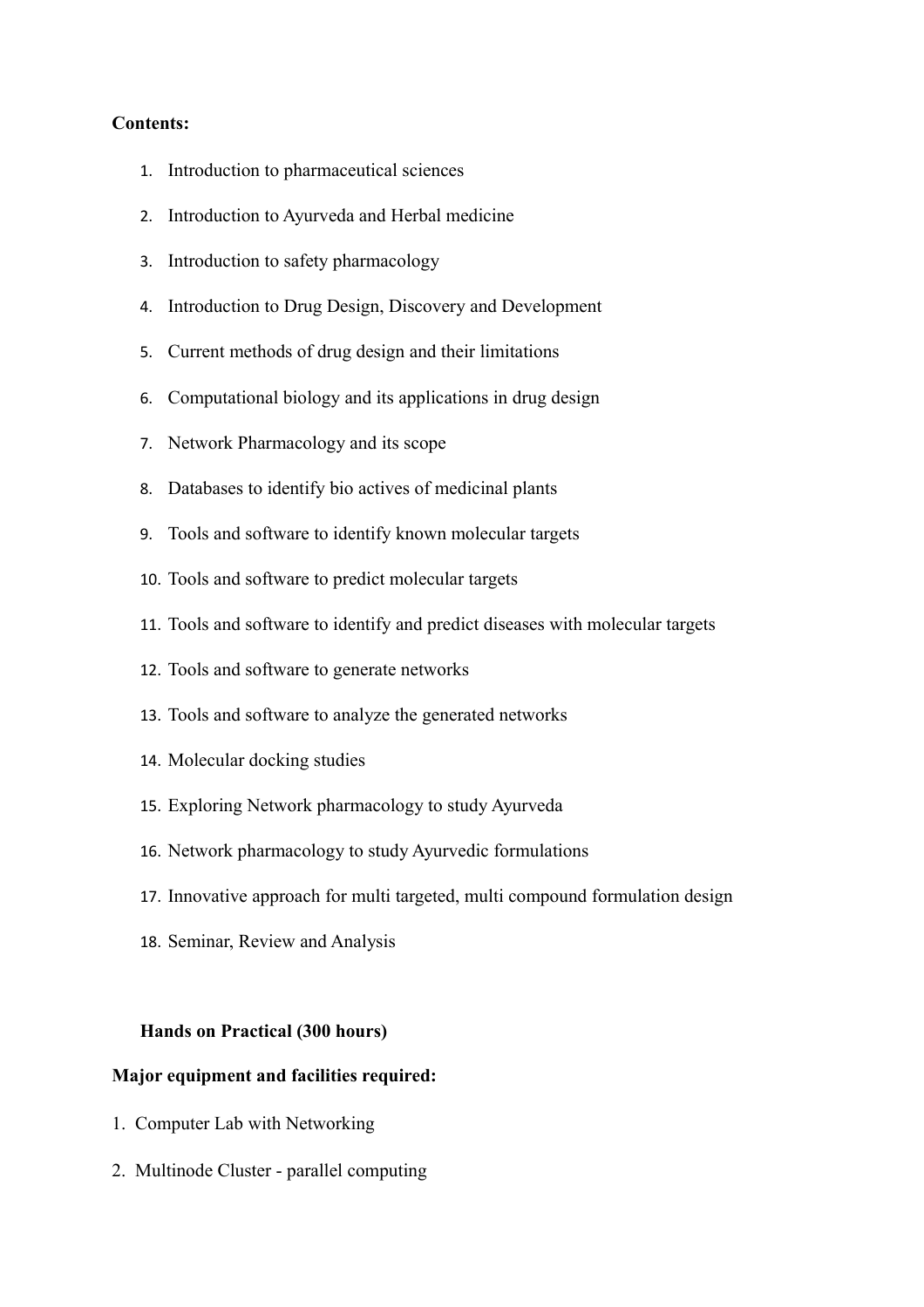**Contents:**

1. Introduction to pharmaceutical sciences
2. Introduction to Ayurveda and Herbal medicine
3. Introduction to safety pharmacology
4. Introduction to Drug Design, Discovery and Development
5. Current methods of drug design and their limitations
6. Computational biology and its applications in drug design
7. Network Pharmacology and its scope
8. Databases to identify bio actives of medicinal plants
9. Tools and software to identify known molecular targets
10. Tools and software to predict molecular targets
11. Tools and software to identify and predict diseases with molecular targets
12. Tools and software to generate networks
13. Tools and software to analyze the generated networks
14. Molecular docking studies
15. Exploring Network pharmacology to study Ayurveda
16. Network pharmacology to study Ayurvedic formulations
17. Innovative approach for multi targeted, multi compound formulation design
18. Seminar, Review and Analysis

**Hands on Practical (300 hours)**

**Major equipment and facilities required:**

1. Computer Lab with Networking
2. Multinode Cluster - parallel computing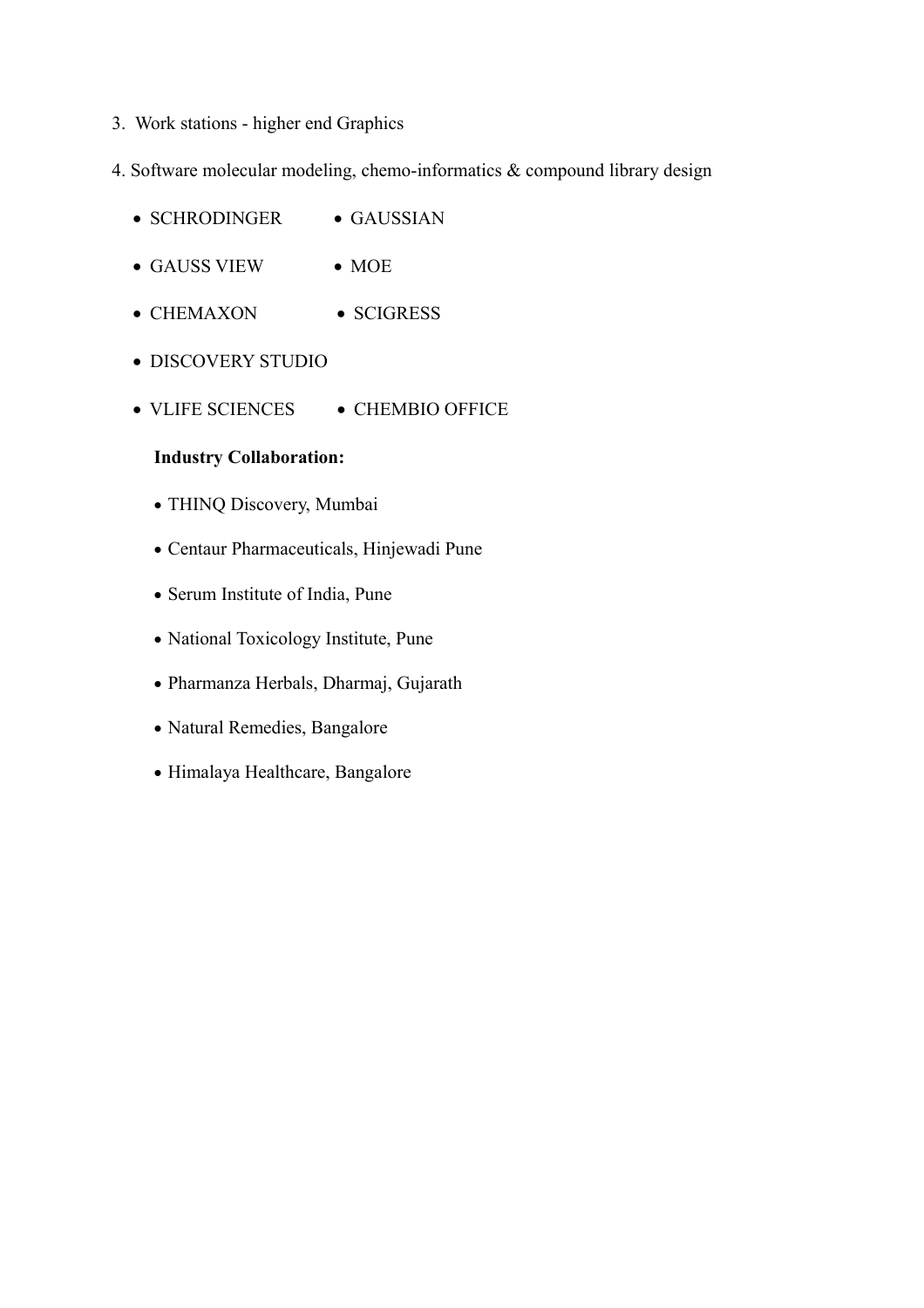3. Work stations - higher end Graphics

4. Software molecular modeling, chemo-informatics & compound library design

- SCHRODINGER
- GAUSSIAN
- GAUSS VIEW
- MOE
- CHEMAXON
- SCIGRESS
- DISCOVERY STUDIO
- VLIFE SCIENCES
- CHEMBIO OFFICE

**Industry Collaboration:**

- THINQ Discovery, Mumbai
- Centaur Pharmaceuticals, Hinjewadi Pune
- Serum Institute of India, Pune
- National Toxicology Institute, Pune
- Pharmanza Herbals, Dharmaj, Gujarath
- Natural Remedies, Bangalore
- Himalaya Healthcare, Bangalore